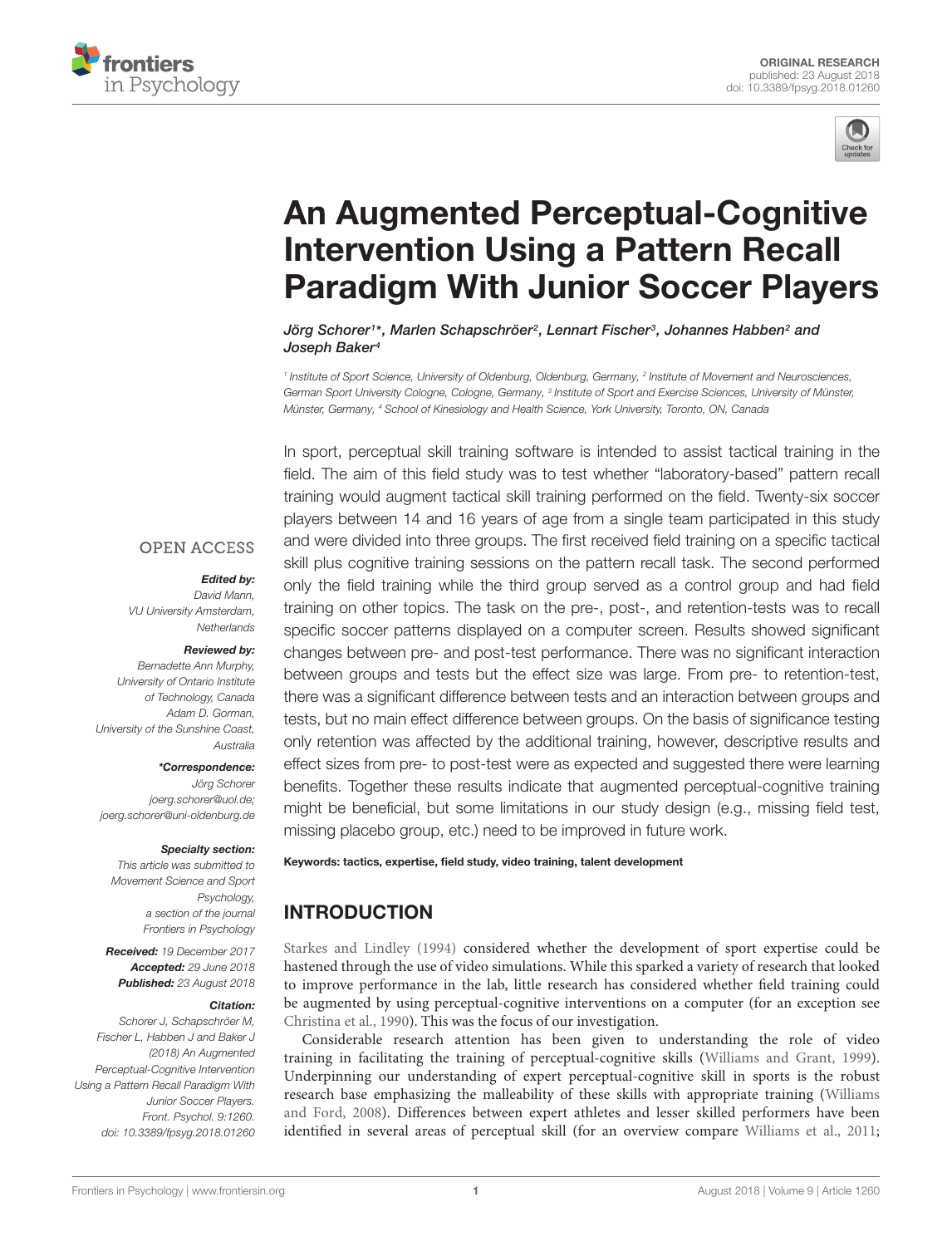ORIGINAL RESEARCH
published: 23 August 2018
doi: 10.3389/fpsyg.2018.01260

# An Augmented Perceptual-Cognitive Intervention Using a Pattern Recall Paradigm With Junior Soccer Players

*Jörg Schorer[1]\*, Marlen Schapschröer[2], Lennart Fischer[3], Johannes Habben[2] and Joseph Baker[4]*

[1] Institute of Sport Science, University of Oldenburg, Oldenburg, Germany, [2] Institute of Movement and Neurosciences, German Sport University Cologne, Cologne, Germany, [3] Institute of Sport and Exercise Sciences, University of Münster, Münster, Germany, [4] School of Kinesiology and Health Science, York University, Toronto, ON, Canada

OPEN ACCESS

**Edited by:**
David Mann,
VU University Amsterdam,
Netherlands

**Reviewed by:**
Bernadette Ann Murphy,
University of Ontario Institute of Technology, Canada
Adam D. Gorman,
University of the Sunshine Coast,
Australia

**\*Correspondence:**
Jörg Schorer
joerg.schorer@uol.de;
joerg.schorer@uni-oldenburg.de

**Specialty section:**
This article was submitted to Movement Science and Sport Psychology,
a section of the journal
Frontiers in Psychology

**Received:** 19 December 2017
**Accepted:** 29 June 2018
**Published:** 23 August 2018

**Citation:**
Schorer J, Schapschröer M, Fischer L, Habben J and Baker J (2018) An Augmented Perceptual-Cognitive Intervention Using a Pattern Recall Paradigm With Junior Soccer Players. Front. Psychol. 9:1260. doi: 10.3389/fpsyg.2018.01260

In sport, perceptual skill training software is intended to assist tactical training in the field. The aim of this field study was to test whether "laboratory-based" pattern recall training would augment tactical skill training performed on the field. Twenty-six soccer players between 14 and 16 years of age from a single team participated in this study and were divided into three groups. The first received field training on a specific tactical skill plus cognitive training sessions on the pattern recall task. The second performed only the field training while the third group served as a control group and had field training on other topics. The task on the pre-, post-, and retention-tests was to recall specific soccer patterns displayed on a computer screen. Results showed significant changes between pre- and post-test performance. There was no significant interaction between groups and tests but the effect size was large. From pre- to retention-test, there was a significant difference between tests and an interaction between groups and tests, but no main effect difference between groups. On the basis of significance testing only retention was affected by the additional training, however, descriptive results and effect sizes from pre- to post-test were as expected and suggested there were learning benefits. Together these results indicate that augmented perceptual-cognitive training might be beneficial, but some limitations in our study design (e.g., missing field test, missing placebo group, etc.) need to be improved in future work.

**Keywords:** tactics, expertise, field study, video training, talent development

## INTRODUCTION

Starkes and Lindley (1994) considered whether the development of sport expertise could be hastened through the use of video simulations. While this sparked a variety of research that looked to improve performance in the lab, little research has considered whether field training could be augmented by using perceptual-cognitive interventions on a computer (for an exception see Christina et al., 1990). This was the focus of our investigation.

Considerable research attention has been given to understanding the role of video training in facilitating the training of perceptual-cognitive skills (Williams and Grant, 1999). Underpinning our understanding of expert perceptual-cognitive skill in sports is the robust research base emphasizing the malleability of these skills with appropriate training (Williams and Ford, 2008). Differences between expert athletes and lesser skilled performers have been identified in several areas of perceptual skill (for an overview compare Williams et al., 2011;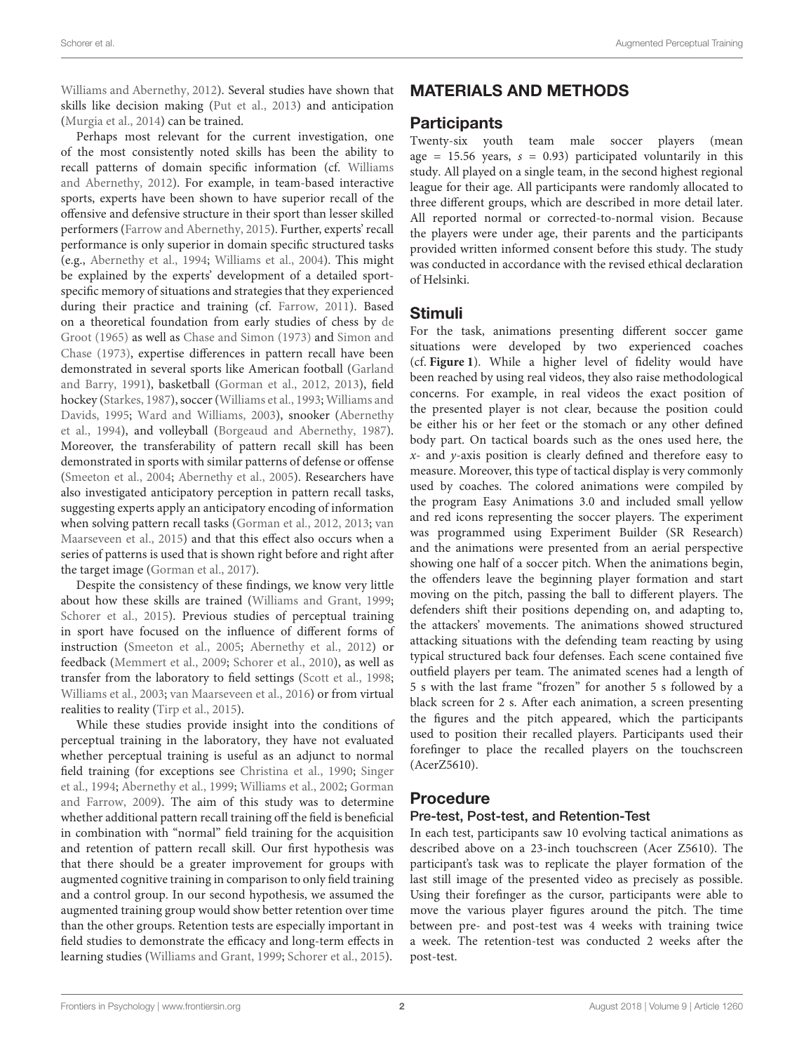Williams and Abernethy, 2012). Several studies have shown that skills like decision making (Put et al., 2013) and anticipation (Murgia et al., 2014) can be trained.

Perhaps most relevant for the current investigation, one of the most consistently noted skills has been the ability to recall patterns of domain specific information (cf. Williams and Abernethy, 2012). For example, in team-based interactive sports, experts have been shown to have superior recall of the offensive and defensive structure in their sport than lesser skilled performers (Farrow and Abernethy, 2015). Further, experts' recall performance is only superior in domain specific structured tasks (e.g., Abernethy et al., 1994; Williams et al., 2004). This might be explained by the experts' development of a detailed sport-specific memory of situations and strategies that they experienced during their practice and training (cf. Farrow, 2011). Based on a theoretical foundation from early studies of chess by de Groot (1965) as well as Chase and Simon (1973) and Simon and Chase (1973), expertise differences in pattern recall have been demonstrated in several sports like American football (Garland and Barry, 1991), basketball (Gorman et al., 2012, 2013), field hockey (Starkes, 1987), soccer (Williams et al., 1993; Williams and Davids, 1995; Ward and Williams, 2003), snooker (Abernethy et al., 1994), and volleyball (Borgeaud and Abernethy, 1987). Moreover, the transferability of pattern recall skill has been demonstrated in sports with similar patterns of defense or offense (Smeeton et al., 2004; Abernethy et al., 2005). Researchers have also investigated anticipatory perception in pattern recall tasks, suggesting experts apply an anticipatory encoding of information when solving pattern recall tasks (Gorman et al., 2012, 2013; van Maarseveen et al., 2015) and that this effect also occurs when a series of patterns is used that is shown right before and right after the target image (Gorman et al., 2017).

Despite the consistency of these findings, we know very little about how these skills are trained (Williams and Grant, 1999; Schorer et al., 2015). Previous studies of perceptual training in sport have focused on the influence of different forms of instruction (Smeeton et al., 2005; Abernethy et al., 2012) or feedback (Memmert et al., 2009; Schorer et al., 2010), as well as transfer from the laboratory to field settings (Scott et al., 1998; Williams et al., 2003; van Maarseveen et al., 2016) or from virtual realities to reality (Tirp et al., 2015).

While these studies provide insight into the conditions of perceptual training in the laboratory, they have not evaluated whether perceptual training is useful as an adjunct to normal field training (for exceptions see Christina et al., 1990; Singer et al., 1994; Abernethy et al., 1999; Williams et al., 2002; Gorman and Farrow, 2009). The aim of this study was to determine whether additional pattern recall training off the field is beneficial in combination with "normal" field training for the acquisition and retention of pattern recall skill. Our first hypothesis was that there should be a greater improvement for groups with augmented cognitive training in comparison to only field training and a control group. In our second hypothesis, we assumed the augmented training group would show better retention over time than the other groups. Retention tests are especially important in field studies to demonstrate the efficacy and long-term effects in learning studies (Williams and Grant, 1999; Schorer et al., 2015).

# MATERIALS AND METHODS

## Participants

Twenty-six youth team male soccer players (mean age = 15.56 years, $s$ = 0.93) participated voluntarily in this study. All played on a single team, in the second highest regional league for their age. All participants were randomly allocated to three different groups, which are described in more detail later. All reported normal or corrected-to-normal vision. Because the players were under age, their parents and the participants provided written informed consent before this study. The study was conducted in accordance with the revised ethical declaration of Helsinki.

## Stimuli

For the task, animations presenting different soccer game situations were developed by two experienced coaches (cf. **Figure 1**). While a higher level of fidelity would have been reached by using real videos, they also raise methodological concerns. For example, in real videos the exact position of the presented player is not clear, because the position could be either his or her feet or the stomach or any other defined body part. On tactical boards such as the ones used here, the $x$- and $y$-axis position is clearly defined and therefore easy to measure. Moreover, this type of tactical display is very commonly used by coaches. The colored animations were compiled by the program Easy Animations 3.0 and included small yellow and red icons representing the soccer players. The experiment was programmed using Experiment Builder (SR Research) and the animations were presented from an aerial perspective showing one half of a soccer pitch. When the animations begin, the offenders leave the beginning player formation and start moving on the pitch, passing the ball to different players. The defenders shift their positions depending on, and adapting to, the attackers' movements. The animations showed structured attacking situations with the defending team reacting by using typical structured back four defenses. Each scene contained five outfield players per team. The animated scenes had a length of 5 s with the last frame "frozen" for another 5 s followed by a black screen for 2 s. After each animation, a screen presenting the figures and the pitch appeared, which the participants used to position their recalled players. Participants used their forefinger to place the recalled players on the touchscreen (AcerZ5610).

## Procedure

### Pre-test, Post-test, and Retention-Test

In each test, participants saw 10 evolving tactical animations as described above on a 23-inch touchscreen (Acer Z5610). The participant's task was to replicate the player formation of the last still image of the presented video as precisely as possible. Using their forefinger as the cursor, participants were able to move the various player figures around the pitch. The time between pre- and post-test was 4 weeks with training twice a week. The retention-test was conducted 2 weeks after the post-test.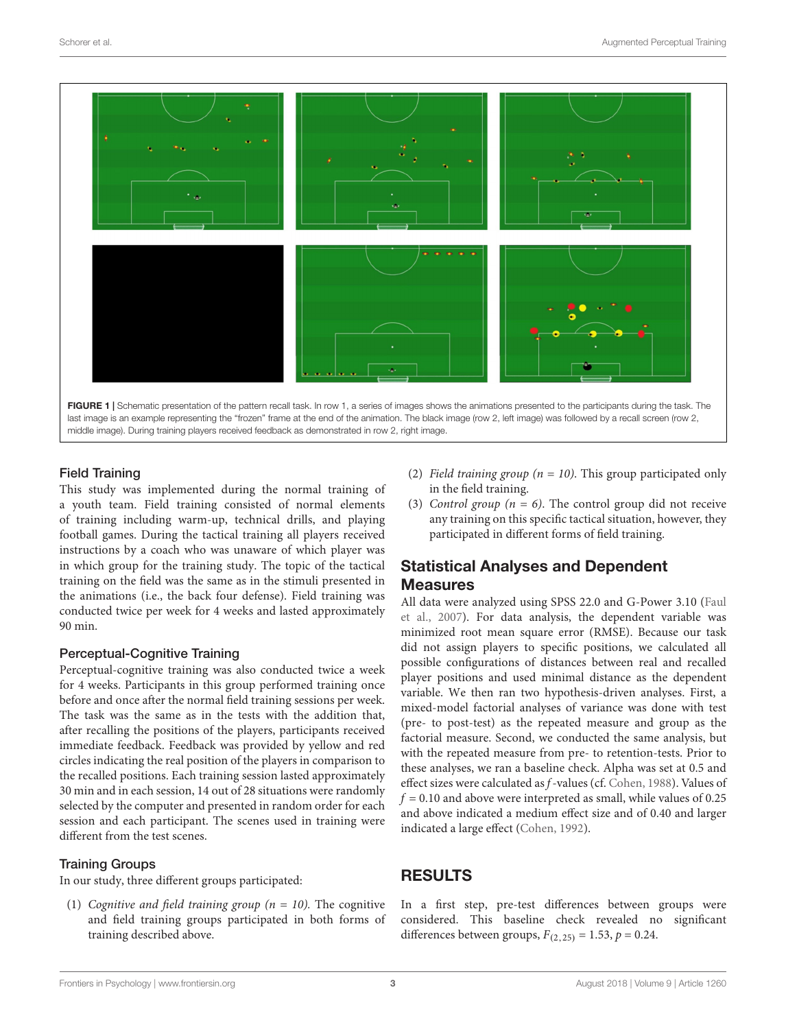FIGURE 1 | Schematic presentation of the pattern recall task. In row 1, a series of images shows the animations presented to the participants during the task. The last image is an example representing the "frozen" frame at the end of the animation. The black image (row 2, left image) was followed by a recall screen (row 2, middle image). During training players received feedback as demonstrated in row 2, right image.

### Field Training

This study was implemented during the normal training of a youth team. Field training consisted of normal elements of training including warm-up, technical drills, and playing football games. During the tactical training all players received instructions by a coach who was unaware of which player was in which group for the training study. The topic of the tactical training on the field was the same as in the stimuli presented in the animations (i.e., the back four defense). Field training was conducted twice per week for 4 weeks and lasted approximately 90 min.

### Perceptual-Cognitive Training

Perceptual-cognitive training was also conducted twice a week for 4 weeks. Participants in this group performed training once before and once after the normal field training sessions per week. The task was the same as in the tests with the addition that, after recalling the positions of the players, participants received immediate feedback. Feedback was provided by yellow and red circles indicating the real position of the players in comparison to the recalled positions. Each training session lasted approximately 30 min and in each session, 14 out of 28 situations were randomly selected by the computer and presented in random order for each session and each participant. The scenes used in training were different from the test scenes.

### Training Groups

In our study, three different groups participated:

(1) *Cognitive and field training group (n = 10).* The cognitive and field training groups participated in both forms of training described above.
(2) *Field training group (n = 10).* This group participated only in the field training.
(3) *Control group (n = 6).* The control group did not receive any training on this specific tactical situation, however, they participated in different forms of field training.

## Statistical Analyses and Dependent Measures

All data were analyzed using SPSS 22.0 and G-Power 3.10 (Faul et al., 2007). For data analysis, the dependent variable was minimized root mean square error (RMSE). Because our task did not assign players to specific positions, we calculated all possible configurations of distances between real and recalled player positions and used minimal distance as the dependent variable. We then ran two hypothesis-driven analyses. First, a mixed-model factorial analyses of variance was done with test (pre- to post-test) as the repeated measure and group as the factorial measure. Second, we conducted the same analysis, but with the repeated measure from pre- to retention-tests. Prior to these analyses, we ran a baseline check. Alpha was set at 0.5 and effect sizes were calculated as $f$-values (cf. Cohen, 1988). Values of $f = 0.10$ and above were interpreted as small, while values of 0.25 and above indicated a medium effect size and of 0.40 and larger indicated a large effect (Cohen, 1992).

## RESULTS

In a first step, pre-test differences between groups were considered. This baseline check revealed no significant differences between groups, $F_{(2, 25)} = 1.53$, $p = 0.24$.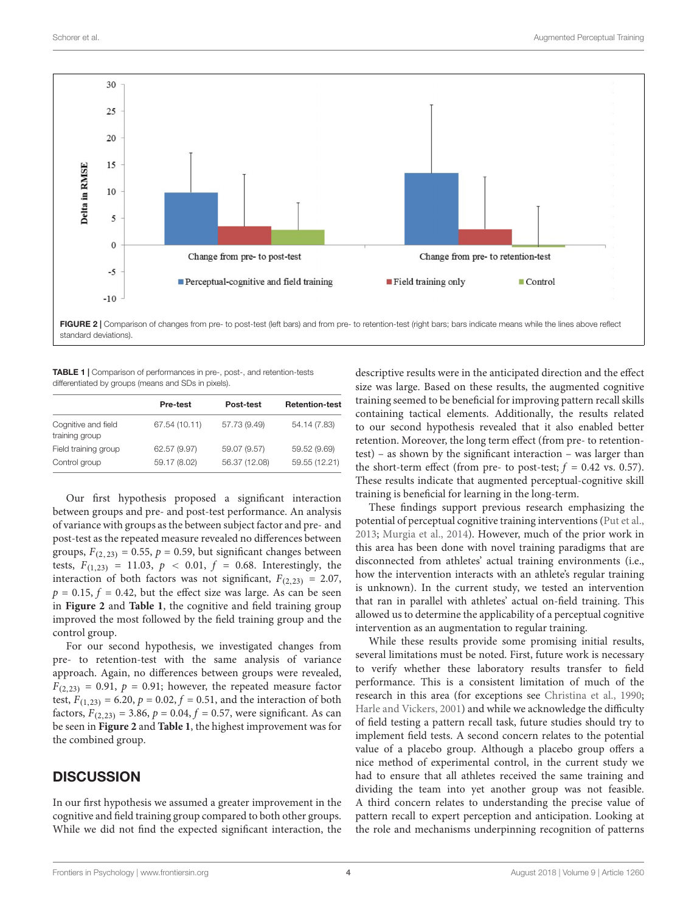FIGURE 2 | Comparison of changes from pre- to post-test (left bars) and from pre- to retention-test (right bars; bars indicate means while the lines above reflect standard deviations).

**TABLE 1** | Comparison of performances in pre-, post-, and retention-tests differentiated by groups (means and SDs in pixels).

| | Pre-test | Post-test | Retention-test |
|---|---|---|---|
| Cognitive and field training group | 67.54 (10.11) | 57.73 (9.49) | 54.14 (7.83) |
| Field training group | 62.57 (9.97) | 59.07 (9.57) | 59.52 (9.69) |
| Control group | 59.17 (8.02) | 56.37 (12.08) | 59.55 (12.21) |

Our first hypothesis proposed a significant interaction between groups and pre- and post-test performance. An analysis of variance with groups as the between subject factor and pre- and post-test as the repeated measure revealed no differences between groups, $F_{(2, 23)} = 0.55$, $p = 0.59$, but significant changes between tests, $F_{(1,23)} = 11.03$, $p < 0.01$, $f = 0.68$. Interestingly, the interaction of both factors was not significant, $F_{(2,23)} = 2.07$, $p = 0.15$, $f = 0.42$, but the effect size was large. As can be seen in **Figure 2** and **Table 1**, the cognitive and field training group improved the most followed by the field training group and the control group.

For our second hypothesis, we investigated changes from pre- to retention-test with the same analysis of variance approach. Again, no differences between groups were revealed, $F_{(2,23)} = 0.91$, $p = 0.91$; however, the repeated measure factor test, $F_{(1,23)} = 6.20$, $p = 0.02$, $f = 0.51$, and the interaction of both factors, $F_{(2,23)} = 3.86$, $p = 0.04$, $f = 0.57$, were significant. As can be seen in **Figure 2** and **Table 1**, the highest improvement was for the combined group.

## DISCUSSION

In our first hypothesis we assumed a greater improvement in the cognitive and field training group compared to both other groups. While we did not find the expected significant interaction, the descriptive results were in the anticipated direction and the effect size was large. Based on these results, the augmented cognitive training seemed to be beneficial for improving pattern recall skills containing tactical elements. Additionally, the results related to our second hypothesis revealed that it also enabled better retention. Moreover, the long term effect (from pre- to retention-test) – as shown by the significant interaction – was larger than the short-term effect (from pre- to post-test; $f = 0.42$ vs. $0.57$). These results indicate that augmented perceptual-cognitive skill training is beneficial for learning in the long-term.

These findings support previous research emphasizing the potential of perceptual cognitive training interventions (Put et al., 2013; Murgia et al., 2014). However, much of the prior work in this area has been done with novel training paradigms that are disconnected from athletes' actual training environments (i.e., how the intervention interacts with an athlete's regular training is unknown). In the current study, we tested an intervention that ran in parallel with athletes' actual on-field training. This allowed us to determine the applicability of a perceptual cognitive intervention as an augmentation to regular training.

While these results provide some promising initial results, several limitations must be noted. First, future work is necessary to verify whether these laboratory results transfer to field performance. This is a consistent limitation of much of the research in this area (for exceptions see Christina et al., 1990; Harle and Vickers, 2001) and while we acknowledge the difficulty of field testing a pattern recall task, future studies should try to implement field tests. A second concern relates to the potential value of a placebo group. Although a placebo group offers a nice method of experimental control, in the current study we had to ensure that all athletes received the same training and dividing the team into yet another group was not feasible. A third concern relates to understanding the precise value of pattern recall to expert perception and anticipation. Looking at the role and mechanisms underpinning recognition of patterns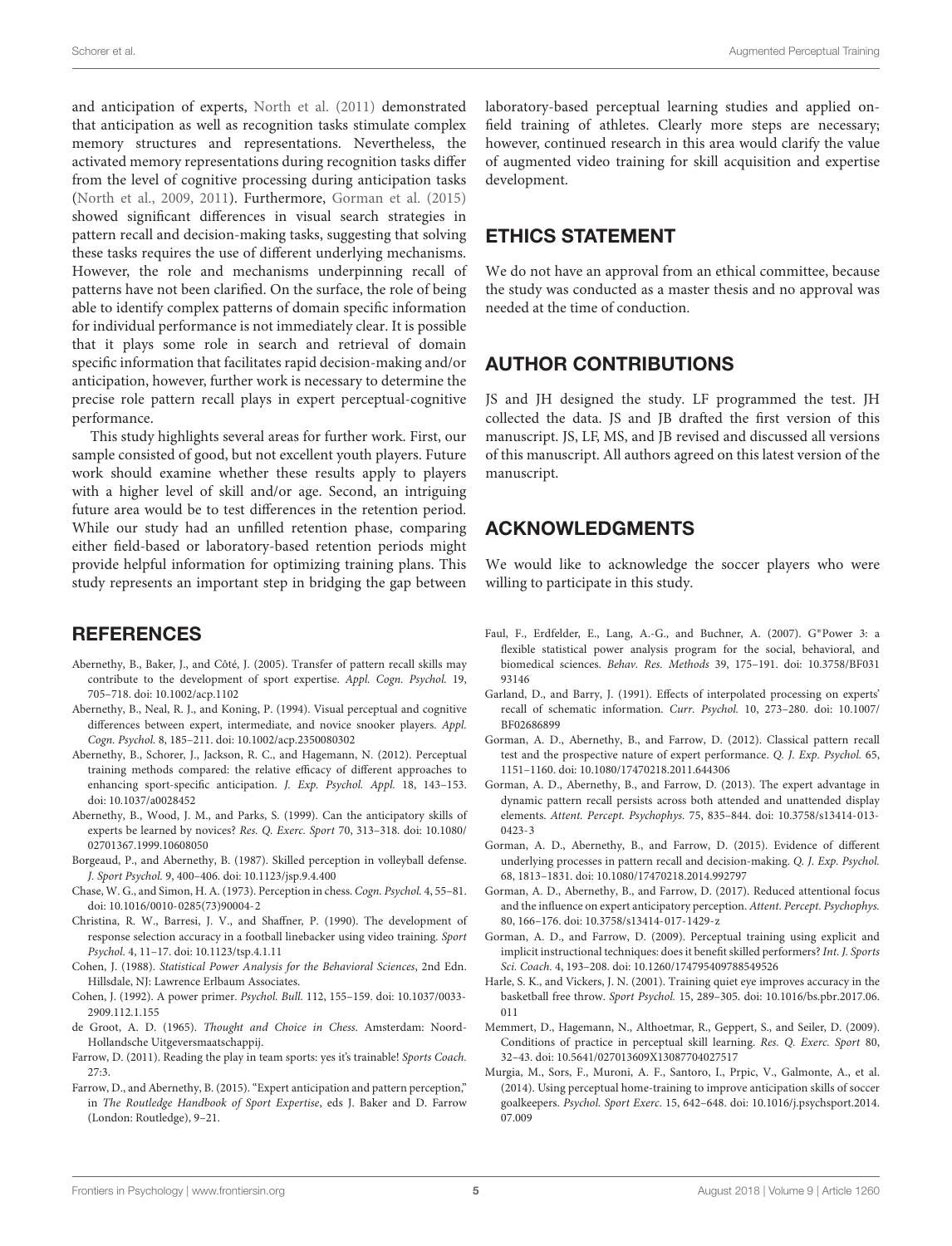and anticipation of experts, North et al. (2011) demonstrated that anticipation as well as recognition tasks stimulate complex memory structures and representations. Nevertheless, the activated memory representations during recognition tasks differ from the level of cognitive processing during anticipation tasks (North et al., 2009, 2011). Furthermore, Gorman et al. (2015) showed significant differences in visual search strategies in pattern recall and decision-making tasks, suggesting that solving these tasks requires the use of different underlying mechanisms. However, the role and mechanisms underpinning recall of patterns have not been clarified. On the surface, the role of being able to identify complex patterns of domain specific information for individual performance is not immediately clear. It is possible that it plays some role in search and retrieval of domain specific information that facilitates rapid decision-making and/or anticipation, however, further work is necessary to determine the precise role pattern recall plays in expert perceptual-cognitive performance.

This study highlights several areas for further work. First, our sample consisted of good, but not excellent youth players. Future work should examine whether these results apply to players with a higher level of skill and/or age. Second, an intriguing future area would be to test differences in the retention period. While our study had an unfilled retention phase, comparing either field-based or laboratory-based retention periods might provide helpful information for optimizing training plans. This study represents an important step in bridging the gap between laboratory-based perceptual learning studies and applied on-field training of athletes. Clearly more steps are necessary; however, continued research in this area would clarify the value of augmented video training for skill acquisition and expertise development.

## ETHICS STATEMENT

We do not have an approval from an ethical committee, because the study was conducted as a master thesis and no approval was needed at the time of conduction.

## AUTHOR CONTRIBUTIONS

JS and JH designed the study. LF programmed the test. JH collected the data. JS and JB drafted the first version of this manuscript. JS, LF, MS, and JB revised and discussed all versions of this manuscript. All authors agreed on this latest version of the manuscript.

## ACKNOWLEDGMENTS

We would like to acknowledge the soccer players who were willing to participate in this study.

## REFERENCES

Abernethy, B., Baker, J., and Côté, J. (2005). Transfer of pattern recall skills may contribute to the development of sport expertise. *Appl. Cogn. Psychol.* 19, 705–718. doi: 10.1002/acp.1102

Abernethy, B., Neal, R. J., and Koning, P. (1994). Visual perceptual and cognitive differences between expert, intermediate, and novice snooker players. *Appl. Cogn. Psychol.* 8, 185–211. doi: 10.1002/acp.2350080302

Abernethy, B., Schorer, J., Jackson, R. C., and Hagemann, N. (2012). Perceptual training methods compared: the relative efficacy of different approaches to enhancing sport-specific anticipation. *J. Exp. Psychol. Appl.* 18, 143–153. doi: 10.1037/a0028452

Abernethy, B., Wood, J. M., and Parks, S. (1999). Can the anticipatory skills of experts be learned by novices? *Res. Q. Exerc. Sport* 70, 313–318. doi: 10.1080/02701367.1999.10608050

Borgeaud, P., and Abernethy, B. (1987). Skilled perception in volleyball defense. *J. Sport Psychol.* 9, 400–406. doi: 10.1123/jsp.9.4.400

Chase, W. G., and Simon, H. A. (1973). Perception in chess. *Cogn. Psychol.* 4, 55–81. doi: 10.1016/0010-0285(73)90004-2

Christina, R. W., Barresi, J. V., and Shaffner, P. (1990). The development of response selection accuracy in a football linebacker using video training. *Sport Psychol.* 4, 11–17. doi: 10.1123/tsp.4.1.11

Cohen, J. (1988). *Statistical Power Analysis for the Behavioral Sciences*, 2nd Edn. Hillsdale, NJ: Lawrence Erlbaum Associates.

Cohen, J. (1992). A power primer. *Psychol. Bull.* 112, 155–159. doi: 10.1037/0033-2909.112.1.155

de Groot, A. D. (1965). *Thought and Choice in Chess.* Amsterdam: Noord-Hollandsche Uitgeversmaatschappij.

Farrow, D. (2011). Reading the play in team sports: yes it's trainable! *Sports Coach.* 27:3.

Farrow, D., and Abernethy, B. (2015). "Expert anticipation and pattern perception," in *The Routledge Handbook of Sport Expertise*, eds J. Baker and D. Farrow (London: Routledge), 9–21.

Faul, F., Erdfelder, E., Lang, A.-G., and Buchner, A. (2007). G*Power 3: a flexible statistical power analysis program for the social, behavioral, and biomedical sciences. *Behav. Res. Methods* 39, 175–191. doi: 10.3758/BF03193146

Garland, D., and Barry, J. (1991). Effects of interpolated processing on experts' recall of schematic information. *Curr. Psychol.* 10, 273–280. doi: 10.1007/BF02686899

Gorman, A. D., Abernethy, B., and Farrow, D. (2012). Classical pattern recall test and the prospective nature of expert performance. *Q. J. Exp. Psychol.* 65, 1151–1160. doi: 10.1080/17470218.2011.644306

Gorman, A. D., Abernethy, B., and Farrow, D. (2013). The expert advantage in dynamic pattern recall persists across both attended and unattended display elements. *Attent. Percept. Psychophys.* 75, 835–844. doi: 10.3758/s13414-013-0423-3

Gorman, A. D., Abernethy, B., and Farrow, D. (2015). Evidence of different underlying processes in pattern recall and decision-making. *Q. J. Exp. Psychol.* 68, 1813–1831. doi: 10.1080/17470218.2014.992797

Gorman, A. D., Abernethy, B., and Farrow, D. (2017). Reduced attentional focus and the influence on expert anticipatory perception. *Attent. Percept. Psychophys.* 80, 166–176. doi: 10.3758/s13414-017-1429-z

Gorman, A. D., and Farrow, D. (2009). Perceptual training using explicit and implicit instructional techniques: does it benefit skilled performers? *Int. J. Sports Sci. Coach.* 4, 193–208. doi: 10.1260/174795409788549526

Harle, S. K., and Vickers, J. N. (2001). Training quiet eye improves accuracy in the basketball free throw. *Sport Psychol.* 15, 289–305. doi: 10.1016/bs.pbr.2017.06.011

Memmert, D., Hagemann, N., Althoetmar, R., Geppert, S., and Seiler, D. (2009). Conditions of practice in perceptual skill learning. *Res. Q. Exerc. Sport* 80, 32–43. doi: 10.5641/027013609X13087704027517

Murgia, M., Sors, F., Muroni, A. F., Santoro, I., Prpic, V., Galmonte, A., et al. (2014). Using perceptual home-training to improve anticipation skills of soccer goalkeepers. *Psychol. Sport Exerc.* 15, 642–648. doi: 10.1016/j.psychsport.2014.07.009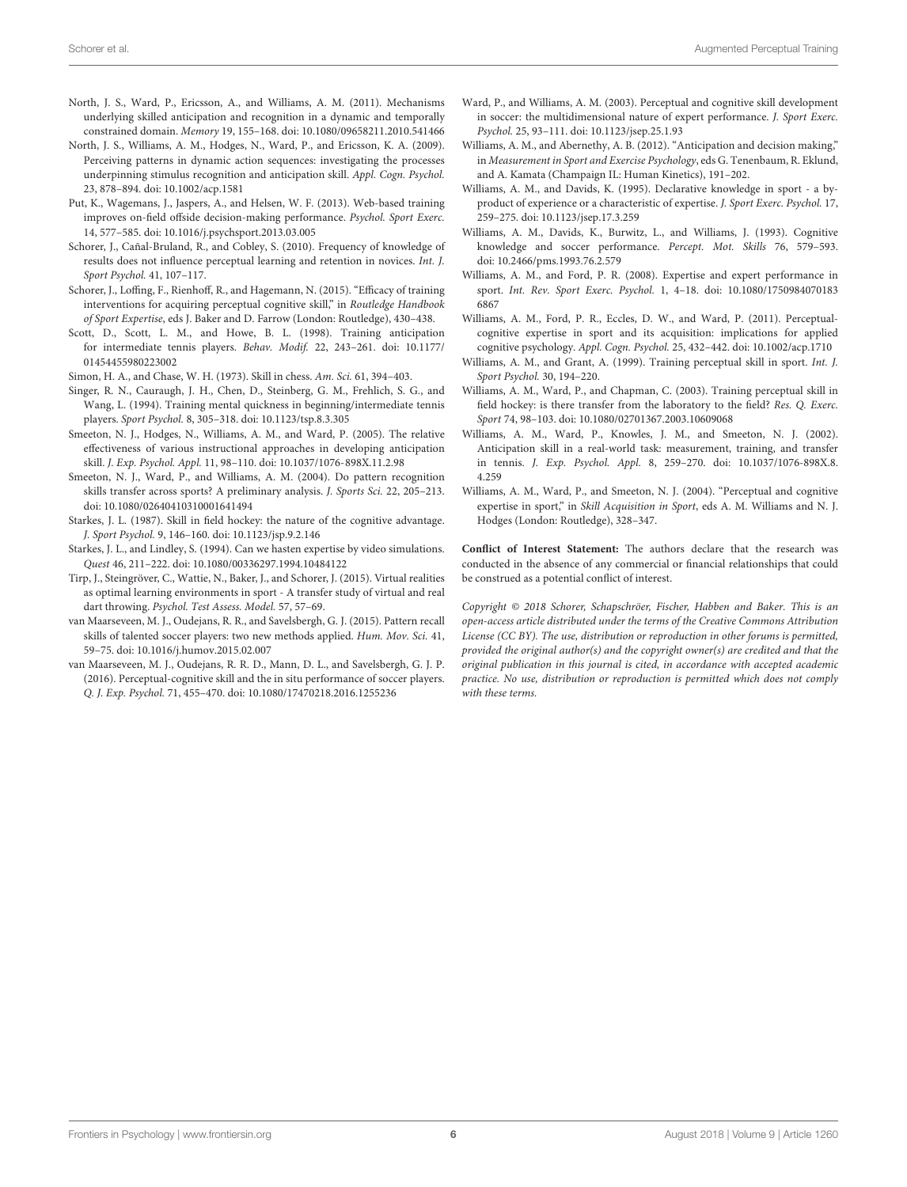North, J. S., Ward, P., Ericsson, A., and Williams, A. M. (2011). Mechanisms underlying skilled anticipation and recognition in a dynamic and temporally constrained domain. *Memory* 19, 155–168. doi: 10.1080/09658211.2010.541466

North, J. S., Williams, A. M., Hodges, N., Ward, P., and Ericsson, K. A. (2009). Perceiving patterns in dynamic action sequences: investigating the processes underpinning stimulus recognition and anticipation skill. *Appl. Cogn. Psychol.* 23, 878–894. doi: 10.1002/acp.1581

Put, K., Wagemans, J., Jaspers, A., and Helsen, W. F. (2013). Web-based training improves on-field offside decision-making performance. *Psychol. Sport Exerc.* 14, 577–585. doi: 10.1016/j.psychsport.2013.03.005

Schorer, J., Cañal-Bruland, R., and Cobley, S. (2010). Frequency of knowledge of results does not influence perceptual learning and retention in novices. *Int. J. Sport Psychol.* 41, 107–117.

Schorer, J., Loffing, F., Rienhoff, R., and Hagemann, N. (2015). "Efficacy of training interventions for acquiring perceptual cognitive skill," in *Routledge Handbook of Sport Expertise*, eds J. Baker and D. Farrow (London: Routledge), 430–438.

Scott, D., Scott, L. M., and Howe, B. L. (1998). Training anticipation for intermediate tennis players. *Behav. Modif.* 22, 243–261. doi: 10.1177/01454455980223002

Simon, H. A., and Chase, W. H. (1973). Skill in chess. *Am. Sci.* 61, 394–403.

Singer, R. N., Cauraugh, J. H., Chen, D., Steinberg, G. M., Frehlich, S. G., and Wang, L. (1994). Training mental quickness in beginning/intermediate tennis players. *Sport Psychol.* 8, 305–318. doi: 10.1123/tsp.8.3.305

Smeeton, N. J., Hodges, N., Williams, A. M., and Ward, P. (2005). The relative effectiveness of various instructional approaches in developing anticipation skill. *J. Exp. Psychol. Appl.* 11, 98–110. doi: 10.1037/1076-898X.11.2.98

Smeeton, N. J., Ward, P., and Williams, A. M. (2004). Do pattern recognition skills transfer across sports? A preliminary analysis. *J. Sports Sci.* 22, 205–213. doi: 10.1080/02640410310001641494

Starkes, J. L. (1987). Skill in field hockey: the nature of the cognitive advantage. *J. Sport Psychol.* 9, 146–160. doi: 10.1123/jsp.9.2.146

Starkes, J. L., and Lindley, S. (1994). Can we hasten expertise by video simulations. *Quest* 46, 211–222. doi: 10.1080/00336297.1994.10484122

Tirp, J., Steingröver, C., Wattie, N., Baker, J., and Schorer, J. (2015). Virtual realities as optimal learning environments in sport - A transfer study of virtual and real dart throwing. *Psychol. Test Assess. Model.* 57, 57–69.

van Maarseveen, M. J., Oudejans, R. R., and Savelsbergh, G. J. (2015). Pattern recall skills of talented soccer players: two new methods applied. *Hum. Mov. Sci.* 41, 59–75. doi: 10.1016/j.humov.2015.02.007

van Maarseveen, M. J., Oudejans, R. R. D., Mann, D. L., and Savelsbergh, G. J. P. (2016). Perceptual-cognitive skill and the in situ performance of soccer players. *Q. J. Exp. Psychol.* 71, 455–470. doi: 10.1080/17470218.2016.1255236

Ward, P., and Williams, A. M. (2003). Perceptual and cognitive skill development in soccer: the multidimensional nature of expert performance. *J. Sport Exerc. Psychol.* 25, 93–111. doi: 10.1123/jsep.25.1.93

Williams, A. M., and Abernethy, A. B. (2012). "Anticipation and decision making," in *Measurement in Sport and Exercise Psychology*, eds G. Tenenbaum, R. Eklund, and A. Kamata (Champaign IL: Human Kinetics), 191–202.

Williams, A. M., and Davids, K. (1995). Declarative knowledge in sport - a by-product of experience or a characteristic of expertise. *J. Sport Exerc. Psychol.* 17, 259–275. doi: 10.1123/jsep.17.3.259

Williams, A. M., Davids, K., Burwitz, L., and Williams, J. (1993). Cognitive knowledge and soccer performance. *Percept. Mot. Skills* 76, 579–593. doi: 10.2466/pms.1993.76.2.579

Williams, A. M., and Ford, P. R. (2008). Expertise and expert performance in sport. *Int. Rev. Sport Exerc. Psychol.* 1, 4–18. doi: 10.1080/17509840701836867

Williams, A. M., Ford, P. R., Eccles, D. W., and Ward, P. (2011). Perceptual-cognitive expertise in sport and its acquisition: implications for applied cognitive psychology. *Appl. Cogn. Psychol.* 25, 432–442. doi: 10.1002/acp.1710

Williams, A. M., and Grant, A. (1999). Training perceptual skill in sport. *Int. J. Sport Psychol.* 30, 194–220.

Williams, A. M., Ward, P., and Chapman, C. (2003). Training perceptual skill in field hockey: is there transfer from the laboratory to the field? *Res. Q. Exerc. Sport* 74, 98–103. doi: 10.1080/02701367.2003.10609068

Williams, A. M., Ward, P., Knowles, J. M., and Smeeton, N. J. (2002). Anticipation skill in a real-world task: measurement, training, and transfer in tennis. *J. Exp. Psychol. Appl.* 8, 259–270. doi: 10.1037/1076-898X.8.4.259

Williams, A. M., Ward, P., and Smeeton, N. J. (2004). "Perceptual and cognitive expertise in sport," in *Skill Acquisition in Sport*, eds A. M. Williams and N. J. Hodges (London: Routledge), 328–347.

**Conflict of Interest Statement:** The authors declare that the research was conducted in the absence of any commercial or financial relationships that could be construed as a potential conflict of interest.

*Copyright © 2018 Schorer, Schapschröer, Fischer, Habben and Baker. This is an open-access article distributed under the terms of the Creative Commons Attribution License (CC BY). The use, distribution or reproduction in other forums is permitted, provided the original author(s) and the copyright owner(s) are credited and that the original publication in this journal is cited, in accordance with accepted academic practice. No use, distribution or reproduction is permitted which does not comply with these terms.*